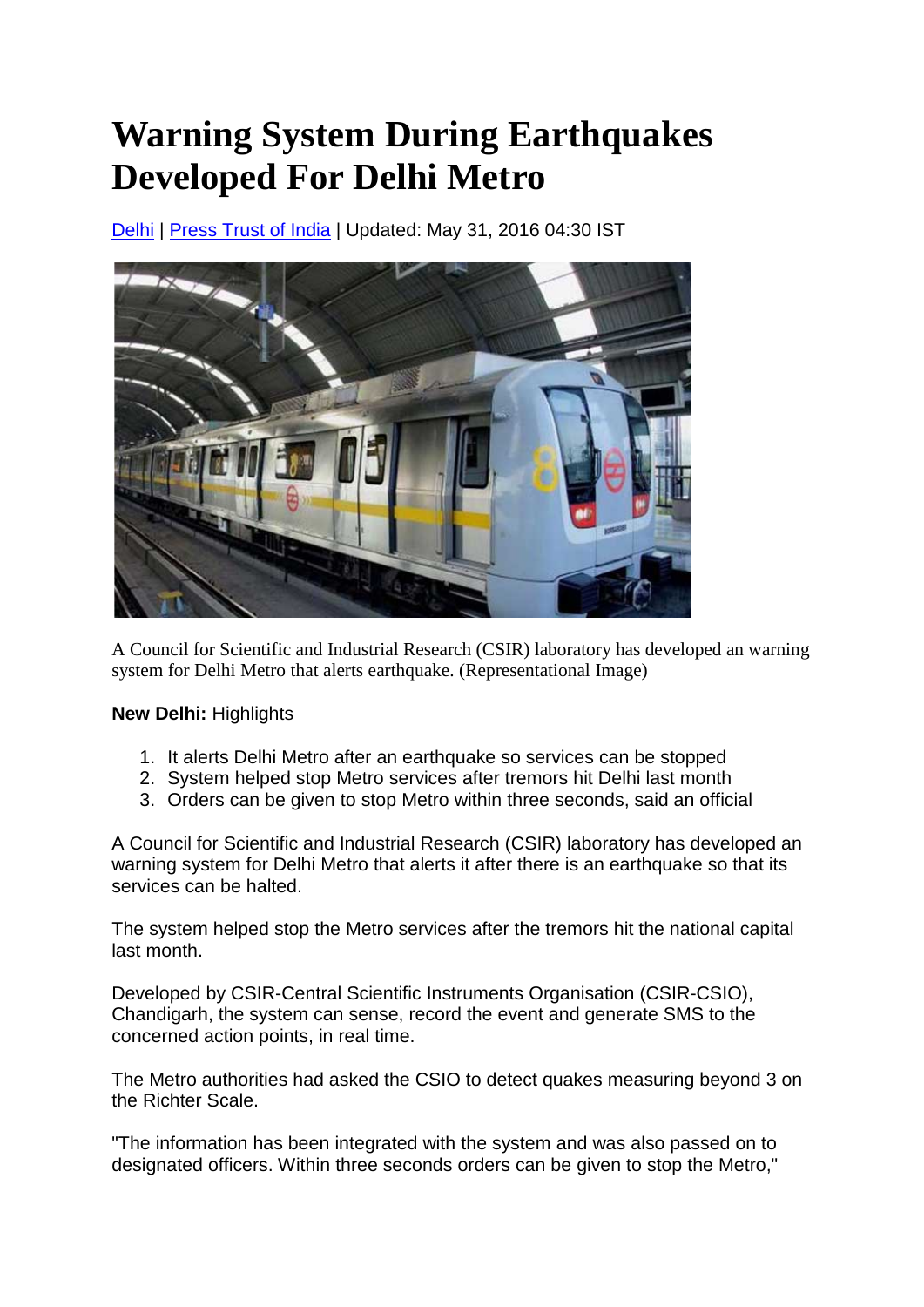# Warning System During Earthquakes Developed For Delhi Metro

Delhi | Press Trust of India | Updated: May 31, 2016 04:30 IST

A Council for Scientific and Industrial Research (CSIR) laboratory has developed an warning system for Delhi Metro that alerts earthquake. (Representational Image)

**New Delhi:** Highlights

1. It alerts Delhi Metro after an earthquake so services can be stopped
2. System helped stop Metro services after tremors hit Delhi last month
3. Orders can be given to stop Metro within three seconds, said an official

A Council for Scientific and Industrial Research (CSIR) laboratory has developed an warning system for Delhi Metro that alerts it after there is an earthquake so that its services can be halted.

The system helped stop the Metro services after the tremors hit the national capital last month.

Developed by CSIR-Central Scientific Instruments Organisation (CSIR-CSIO), Chandigarh, the system can sense, record the event and generate SMS to the concerned action points, in real time.

The Metro authorities had asked the CSIO to detect quakes measuring beyond 3 on the Richter Scale.

"The information has been integrated with the system and was also passed on to designated officers. Within three seconds orders can be given to stop the Metro,"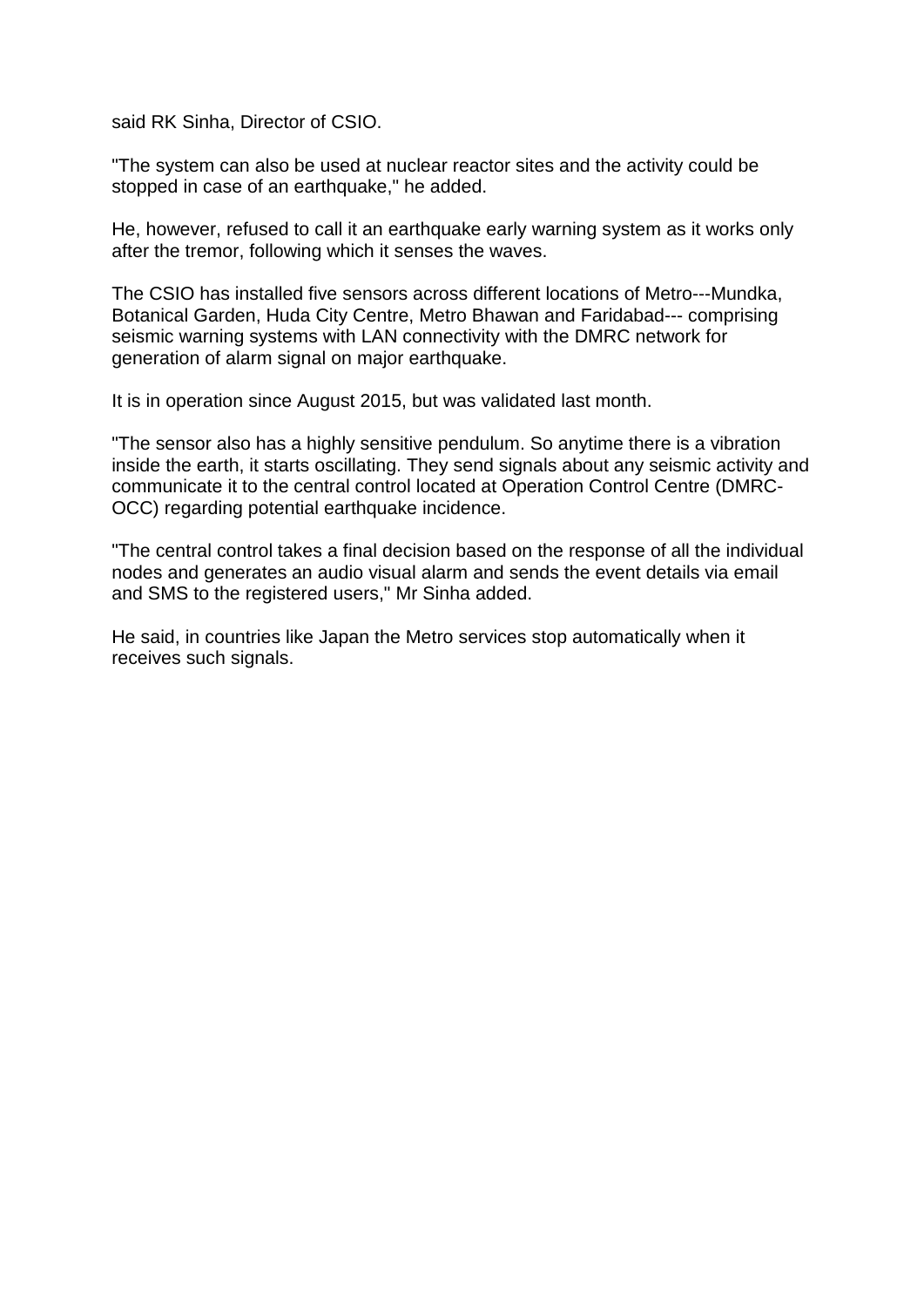said RK Sinha, Director of CSIO.

"The system can also be used at nuclear reactor sites and the activity could be stopped in case of an earthquake," he added.

He, however, refused to call it an earthquake early warning system as it works only after the tremor, following which it senses the waves.

The CSIO has installed five sensors across different locations of Metro---Mundka, Botanical Garden, Huda City Centre, Metro Bhawan and Faridabad--- comprising seismic warning systems with LAN connectivity with the DMRC network for generation of alarm signal on major earthquake.

It is in operation since August 2015, but was validated last month.

"The sensor also has a highly sensitive pendulum. So anytime there is a vibration inside the earth, it starts oscillating. They send signals about any seismic activity and communicate it to the central control located at Operation Control Centre (DMRC-OCC) regarding potential earthquake incidence.

"The central control takes a final decision based on the response of all the individual nodes and generates an audio visual alarm and sends the event details via email and SMS to the registered users," Mr Sinha added.

He said, in countries like Japan the Metro services stop automatically when it receives such signals.